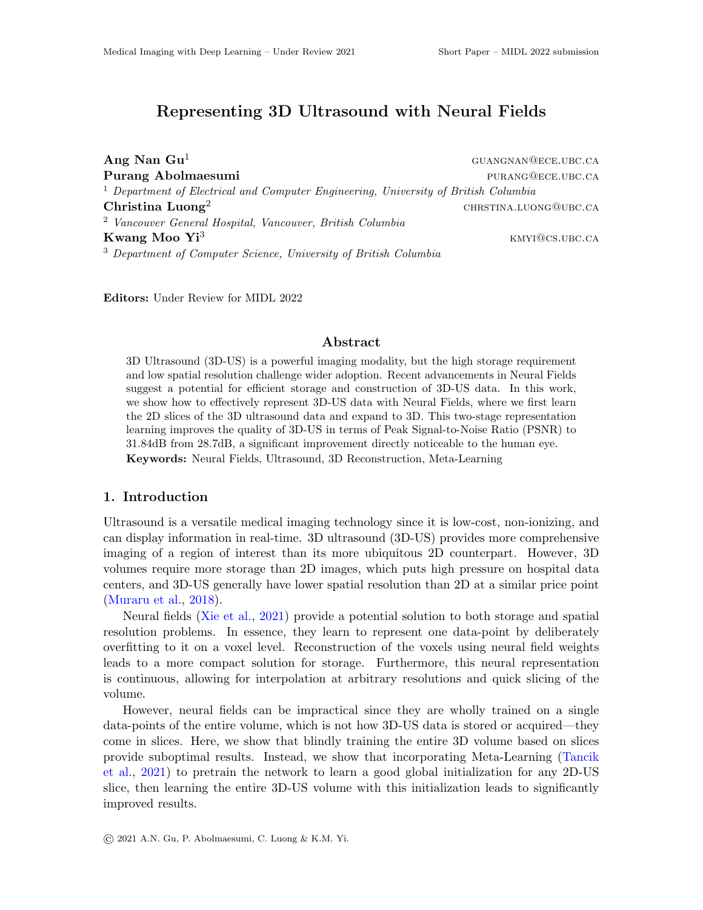# Representing 3D Ultrasound with Neural Fields

**Ang Nan Gu**[1] GUANGNAN@ECE.UBC.CA
**Purang Abolmaesumi** PURANG@ECE.UBC.CA
[1] *Department of Electrical and Computer Engineering, University of British Columbia*
**Christina Luong**[2] CHRSTINA.LUONG@UBC.CA
[2] *Vancouver General Hospital, Vancouver, British Columbia*
**Kwang Moo Yi**[3] KMYI@CS.UBC.CA
[3] *Department of Computer Science, University of British Columbia*

**Editors:** Under Review for MIDL 2022

## Abstract

3D Ultrasound (3D-US) is a powerful imaging modality, but the high storage requirement and low spatial resolution challenge wider adoption. Recent advancements in Neural Fields suggest a potential for efficient storage and construction of 3D-US data. In this work, we show how to effectively represent 3D-US data with Neural Fields, where we first learn the 2D slices of the 3D ultrasound data and expand to 3D. This two-stage representation learning improves the quality of 3D-US in terms of Peak Signal-to-Noise Ratio (PSNR) to 31.84dB from 28.7dB, a significant improvement directly noticeable to the human eye.

**Keywords:** Neural Fields, Ultrasound, 3D Reconstruction, Meta-Learning

## 1. Introduction

Ultrasound is a versatile medical imaging technology since it is low-cost, non-ionizing, and can display information in real-time. 3D ultrasound (3D-US) provides more comprehensive imaging of a region of interest than its more ubiquitous 2D counterpart. However, 3D volumes require more storage than 2D images, which puts high pressure on hospital data centers, and 3D-US generally have lower spatial resolution than 2D at a similar price point (Muraru et al., 2018).

Neural fields (Xie et al., 2021) provide a potential solution to both storage and spatial resolution problems. In essence, they learn to represent one data-point by deliberately overfitting to it on a voxel level. Reconstruction of the voxels using neural field weights leads to a more compact solution for storage. Furthermore, this neural representation is continuous, allowing for interpolation at arbitrary resolutions and quick slicing of the volume.

However, neural fields can be impractical since they are wholly trained on a single data-points of the entire volume, which is not how 3D-US data is stored or acquired—they come in slices. Here, we show that blindly training the entire 3D volume based on slices provide suboptimal results. Instead, we show that incorporating Meta-Learning (Tancik et al., 2021) to pretrain the network to learn a good global initialization for any 2D-US slice, then learning the entire 3D-US volume with this initialization leads to significantly improved results.

© 2021 A.N. Gu, P. Abolmaesumi, C. Luong & K.M. Yi.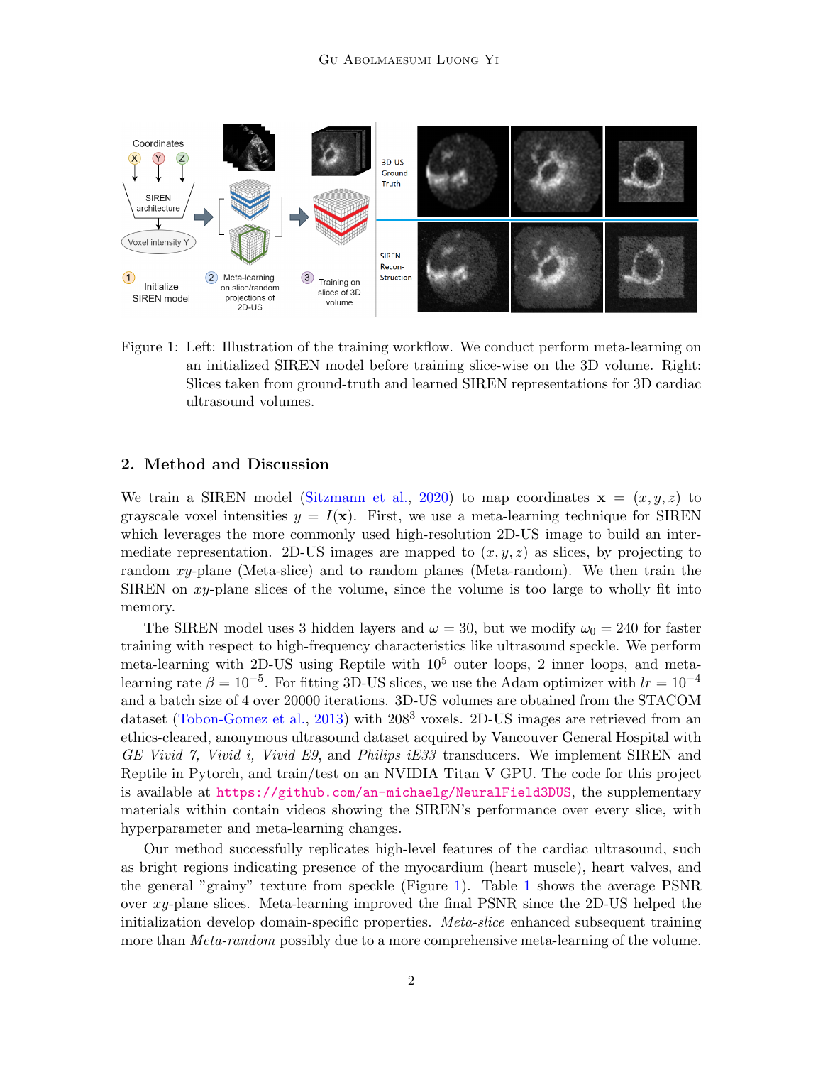Figure 1: Left: Illustration of the training workflow. We conduct perform meta-learning on an initialized SIREN model before training slice-wise on the 3D volume. Right: Slices taken from ground-truth and learned SIREN representations for 3D cardiac ultrasound volumes.

## 2. Method and Discussion

We train a SIREN model (Sitzmann et al., 2020) to map coordinates $\mathbf{x} = (x, y, z)$ to grayscale voxel intensities $y = I(\mathbf{x})$. First, we use a meta-learning technique for SIREN which leverages the more commonly used high-resolution 2D-US image to build an intermediate representation. 2D-US images are mapped to $(x, y, z)$ as slices, by projecting to random $xy$-plane (Meta-slice) and to random planes (Meta-random). We then train the SIREN on $xy$-plane slices of the volume, since the volume is too large to wholly fit into memory.

The SIREN model uses 3 hidden layers and $\omega = 30$, but we modify $\omega_0 = 240$ for faster training with respect to high-frequency characteristics like ultrasound speckle. We perform meta-learning with 2D-US using Reptile with $10^5$ outer loops, 2 inner loops, and meta-learning rate $\beta = 10^{-5}$. For fitting 3D-US slices, we use the Adam optimizer with $lr = 10^{-4}$ and a batch size of 4 over 20000 iterations. 3D-US volumes are obtained from the STACOM dataset (Tobon-Gomez et al., 2013) with $208^3$ voxels. 2D-US images are retrieved from an ethics-cleared, anonymous ultrasound dataset acquired by Vancouver General Hospital with *GE Vivid 7, Vivid i, Vivid E9*, and *Philips iE33* transducers. We implement SIREN and Reptile in Pytorch, and train/test on an NVIDIA Titan V GPU. The code for this project is available at https://github.com/an-michaelg/NeuralField3DUS, the supplementary materials within contain videos showing the SIREN's performance over every slice, with hyperparameter and meta-learning changes.

Our method successfully replicates high-level features of the cardiac ultrasound, such as bright regions indicating presence of the myocardium (heart muscle), heart valves, and the general "grainy" texture from speckle (Figure 1). Table 1 shows the average PSNR over $xy$-plane slices. Meta-learning improved the final PSNR since the 2D-US helped the initialization develop domain-specific properties. *Meta-slice* enhanced subsequent training more than *Meta-random* possibly due to a more comprehensive meta-learning of the volume.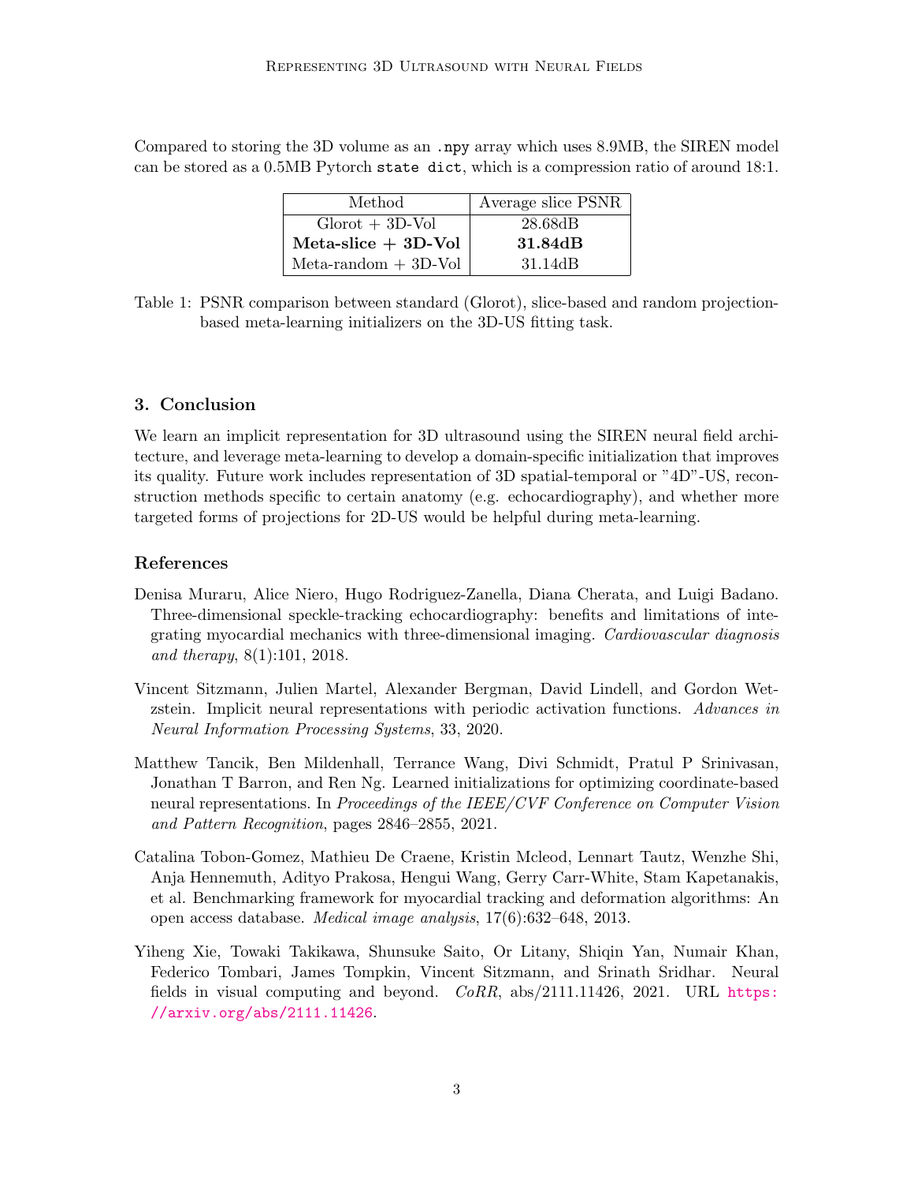Compared to storing the 3D volume as an `.npy` array which uses 8.9MB, the SIREN model can be stored as a 0.5MB Pytorch `state dict`, which is a compression ratio of around 18:1.

| Method | Average slice PSNR |
|---|---|
| Glorot + 3D-Vol | 28.68dB |
| **Meta-slice + 3D-Vol** | **31.84dB** |
| Meta-random + 3D-Vol | 31.14dB |

Table 1: PSNR comparison between standard (Glorot), slice-based and random projection-based meta-learning initializers on the 3D-US fitting task.

## 3. Conclusion

We learn an implicit representation for 3D ultrasound using the SIREN neural field architecture, and leverage meta-learning to develop a domain-specific initialization that improves its quality. Future work includes representation of 3D spatial-temporal or "4D"-US, reconstruction methods specific to certain anatomy (e.g. echocardiography), and whether more targeted forms of projections for 2D-US would be helpful during meta-learning.

## References

Denisa Muraru, Alice Niero, Hugo Rodriguez-Zanella, Diana Cherata, and Luigi Badano. Three-dimensional speckle-tracking echocardiography: benefits and limitations of integrating myocardial mechanics with three-dimensional imaging. *Cardiovascular diagnosis and therapy*, 8(1):101, 2018.

Vincent Sitzmann, Julien Martel, Alexander Bergman, David Lindell, and Gordon Wetzstein. Implicit neural representations with periodic activation functions. *Advances in Neural Information Processing Systems*, 33, 2020.

Matthew Tancik, Ben Mildenhall, Terrance Wang, Divi Schmidt, Pratul P Srinivasan, Jonathan T Barron, and Ren Ng. Learned initializations for optimizing coordinate-based neural representations. In *Proceedings of the IEEE/CVF Conference on Computer Vision and Pattern Recognition*, pages 2846–2855, 2021.

Catalina Tobon-Gomez, Mathieu De Craene, Kristin Mcleod, Lennart Tautz, Wenzhe Shi, Anja Hennemuth, Adityo Prakosa, Hengui Wang, Gerry Carr-White, Stam Kapetanakis, et al. Benchmarking framework for myocardial tracking and deformation algorithms: An open access database. *Medical image analysis*, 17(6):632–648, 2013.

Yiheng Xie, Towaki Takikawa, Shunsuke Saito, Or Litany, Shiqin Yan, Numair Khan, Federico Tombari, James Tompkin, Vincent Sitzmann, and Srinath Sridhar. Neural fields in visual computing and beyond. *CoRR*, abs/2111.11426, 2021. URL https://arxiv.org/abs/2111.11426.